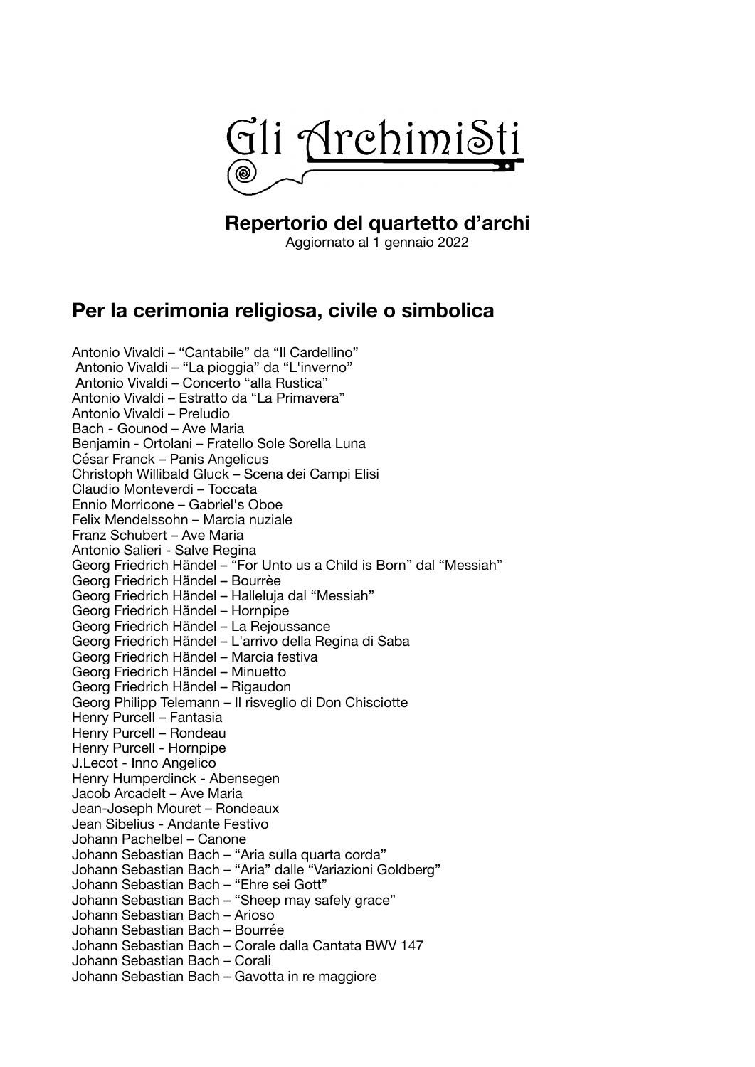# Gli Archimisti

## Repertorio del quartetto d'archi

Aggiornato al 1 gennaio 2022

## Per la cerimonia religiosa, civile o simbolica

Antonio Vivaldi – "Cantabile" da "Il Cardellino"
Antonio Vivaldi – "La pioggia" da "L'inverno"
Antonio Vivaldi – Concerto "alla Rustica"
Antonio Vivaldi – Estratto da "La Primavera"
Antonio Vivaldi – Preludio
Bach - Gounod – Ave Maria
Benjamin - Ortolani – Fratello Sole Sorella Luna
César Franck – Panis Angelicus
Christoph Willibald Gluck – Scena dei Campi Elisi
Claudio Monteverdi – Toccata
Ennio Morricone – Gabriel's Oboe
Felix Mendelssohn – Marcia nuziale
Franz Schubert – Ave Maria
Antonio Salieri - Salve Regina
Georg Friedrich Händel – "For Unto us a Child is Born" dal "Messiah"
Georg Friedrich Händel – Bourrèe
Georg Friedrich Händel – Halleluja dal "Messiah"
Georg Friedrich Händel – Hornpipe
Georg Friedrich Händel – La Rejoussance
Georg Friedrich Händel – L'arrivo della Regina di Saba
Georg Friedrich Händel – Marcia festiva
Georg Friedrich Händel – Minuetto
Georg Friedrich Händel – Rigaudon
Georg Philipp Telemann – Il risveglio di Don Chisciotte
Henry Purcell – Fantasia
Henry Purcell – Rondeau
Henry Purcell - Hornpipe
J.Lecot - Inno Angelico
Henry Humperdinck - Abensegen
Jacob Arcadelt – Ave Maria
Jean-Joseph Mouret – Rondeaux
Jean Sibelius - Andante Festivo
Johann Pachelbel – Canone
Johann Sebastian Bach – "Aria sulla quarta corda"
Johann Sebastian Bach – "Aria" dalle "Variazioni Goldberg"
Johann Sebastian Bach – "Ehre sei Gott"
Johann Sebastian Bach – "Sheep may safely grace"
Johann Sebastian Bach – Arioso
Johann Sebastian Bach – Bourrée
Johann Sebastian Bach – Corale dalla Cantata BWV 147
Johann Sebastian Bach – Corali
Johann Sebastian Bach – Gavotta in re maggiore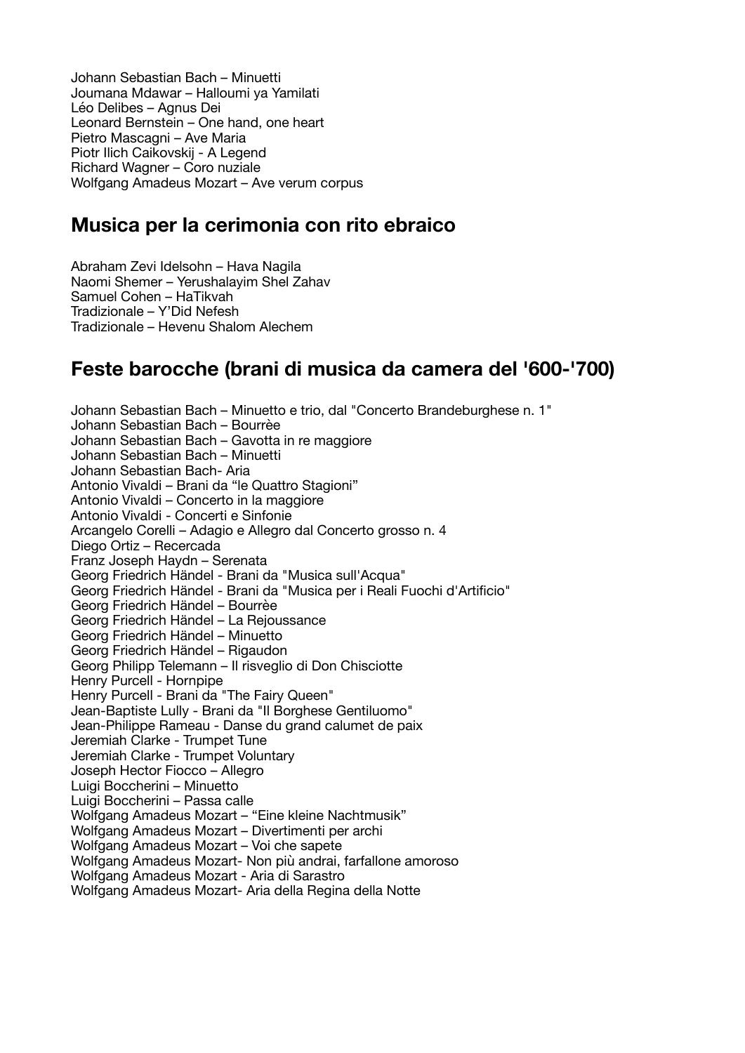Johann Sebastian Bach – Minuetti
Joumana Mdawar – Halloumi ya Yamilati
Léo Delibes – Agnus Dei
Leonard Bernstein – One hand, one heart
Pietro Mascagni – Ave Maria
Piotr Ilich Caikovskij - A Legend
Richard Wagner – Coro nuziale
Wolfgang Amadeus Mozart – Ave verum corpus

## Musica per la cerimonia con rito ebraico

Abraham Zevi Idelsohn – Hava Nagila
Naomi Shemer – Yerushalayim Shel Zahav
Samuel Cohen – HaTikvah
Tradizionale – Y'Did Nefesh
Tradizionale – Hevenu Shalom Alechem

## Feste barocche (brani di musica da camera del '600-'700)

Johann Sebastian Bach – Minuetto e trio, dal "Concerto Brandeburghese n. 1"
Johann Sebastian Bach – Bourrèe
Johann Sebastian Bach – Gavotta in re maggiore
Johann Sebastian Bach – Minuetti
Johann Sebastian Bach- Aria
Antonio Vivaldi – Brani da "le Quattro Stagioni"
Antonio Vivaldi – Concerto in la maggiore
Antonio Vivaldi - Concerti e Sinfonie
Arcangelo Corelli – Adagio e Allegro dal Concerto grosso n. 4
Diego Ortiz – Recercada
Franz Joseph Haydn – Serenata
Georg Friedrich Händel - Brani da "Musica sull'Acqua"
Georg Friedrich Händel - Brani da "Musica per i Reali Fuochi d'Artificio"
Georg Friedrich Händel – Bourrèe
Georg Friedrich Händel – La Rejoussance
Georg Friedrich Händel – Minuetto
Georg Friedrich Händel – Rigaudon
Georg Philipp Telemann – Il risveglio di Don Chisciotte
Henry Purcell - Hornpipe
Henry Purcell - Brani da "The Fairy Queen"
Jean-Baptiste Lully - Brani da "Il Borghese Gentiluomo"
Jean-Philippe Rameau - Danse du grand calumet de paix
Jeremiah Clarke - Trumpet Tune
Jeremiah Clarke - Trumpet Voluntary
Joseph Hector Fiocco – Allegro
Luigi Boccherini – Minuetto
Luigi Boccherini – Passa calle
Wolfgang Amadeus Mozart – "Eine kleine Nachtmusik"
Wolfgang Amadeus Mozart – Divertimenti per archi
Wolfgang Amadeus Mozart – Voi che sapete
Wolfgang Amadeus Mozart- Non più andrai, farfallone amoroso
Wolfgang Amadeus Mozart - Aria di Sarastro
Wolfgang Amadeus Mozart- Aria della Regina della Notte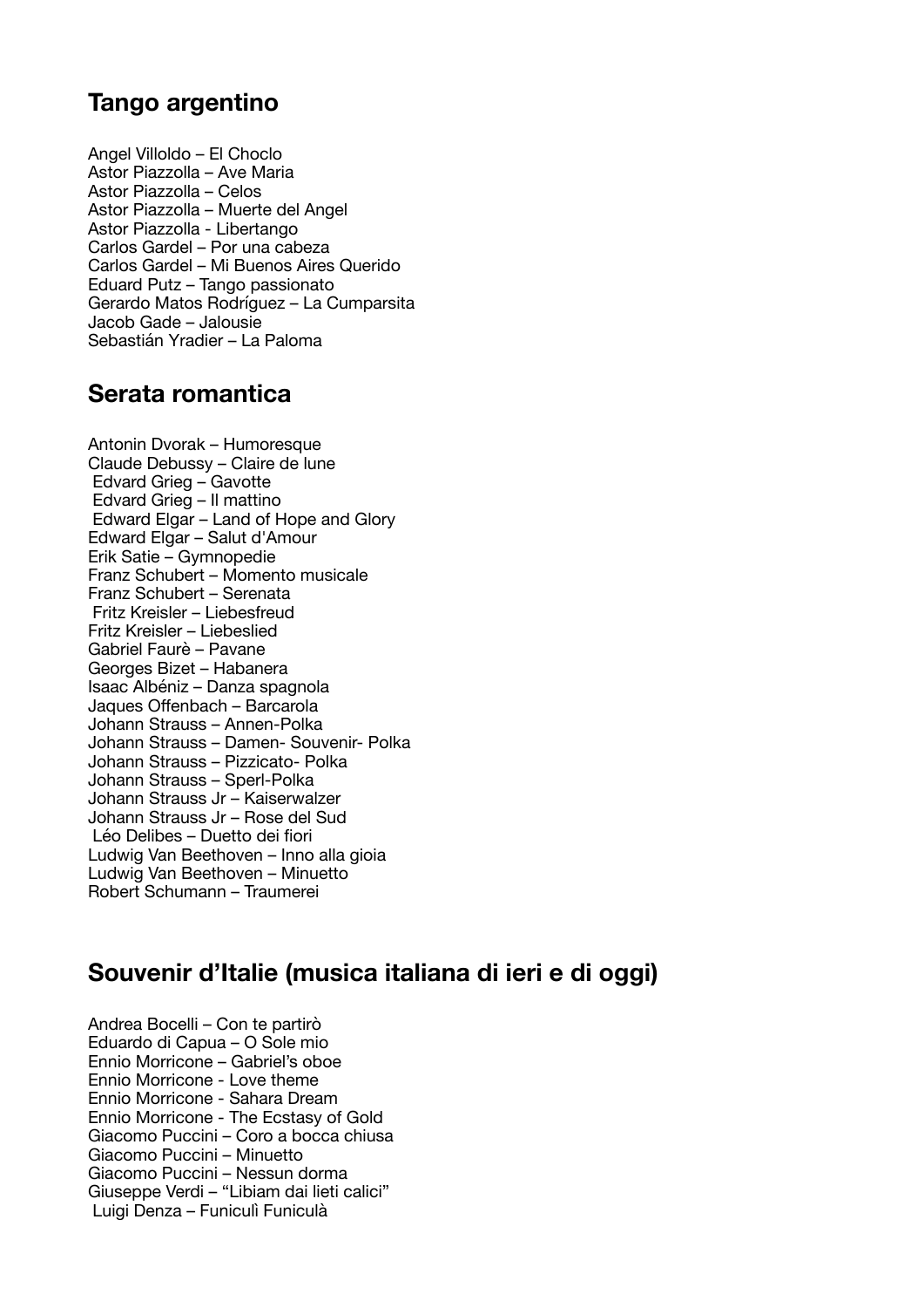## Tango argentino

Angel Villoldo – El Choclo
Astor Piazzolla – Ave Maria
Astor Piazzolla – Celos
Astor Piazzolla – Muerte del Angel
Astor Piazzolla - Libertango
Carlos Gardel – Por una cabeza
Carlos Gardel – Mi Buenos Aires Querido
Eduard Putz – Tango passionato
Gerardo Matos Rodríguez – La Cumparsita
Jacob Gade – Jalousie
Sebastián Yradier – La Paloma

## Serata romantica

Antonin Dvorak – Humoresque
Claude Debussy – Claire de lune
Edvard Grieg – Gavotte
Edvard Grieg – Il mattino
Edward Elgar – Land of Hope and Glory
Edward Elgar – Salut d'Amour
Erik Satie – Gymnopedie
Franz Schubert – Momento musicale
Franz Schubert – Serenata
Fritz Kreisler – Liebesfreud
Fritz Kreisler – Liebeslied
Gabriel Faurè – Pavane
Georges Bizet – Habanera
Isaac Albéniz – Danza spagnola
Jaques Offenbach – Barcarola
Johann Strauss – Annen-Polka
Johann Strauss – Damen- Souvenir- Polka
Johann Strauss – Pizzicato- Polka
Johann Strauss – Sperl-Polka
Johann Strauss Jr – Kaiserwalzer
Johann Strauss Jr – Rose del Sud
Léo Delibes – Duetto dei fiori
Ludwig Van Beethoven – Inno alla gioia
Ludwig Van Beethoven – Minuetto
Robert Schumann – Traumerei

## Souvenir d'Italie (musica italiana di ieri e di oggi)

Andrea Bocelli – Con te partirò
Eduardo di Capua – O Sole mio
Ennio Morricone – Gabriel's oboe
Ennio Morricone - Love theme
Ennio Morricone - Sahara Dream
Ennio Morricone - The Ecstasy of Gold
Giacomo Puccini – Coro a bocca chiusa
Giacomo Puccini – Minuetto
Giacomo Puccini – Nessun dorma
Giuseppe Verdi – "Libiam dai lieti calici"
Luigi Denza – Funiculì Funiculà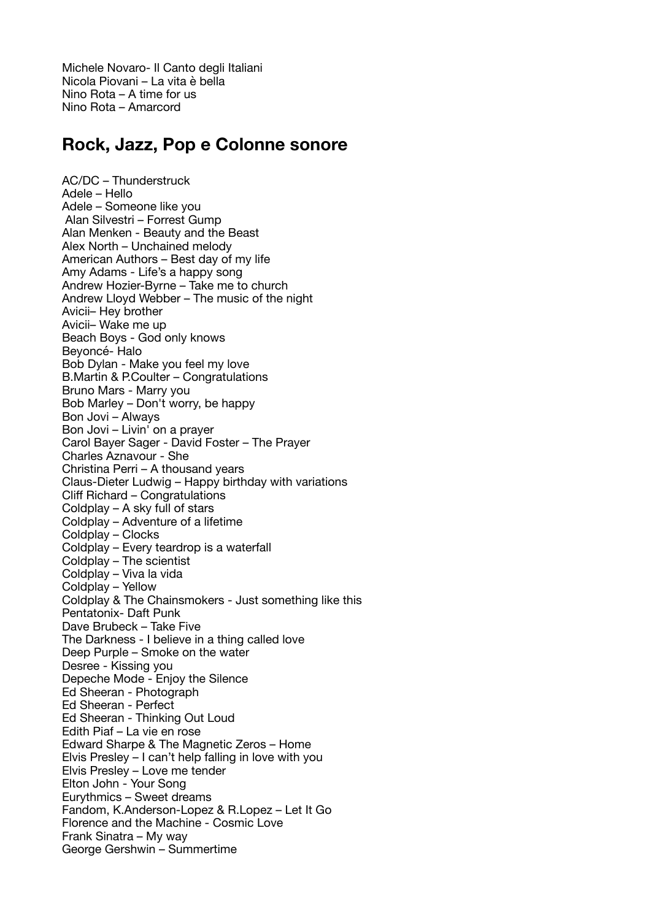Michele Novaro- Il Canto degli Italiani
Nicola Piovani – La vita è bella
Nino Rota – A time for us
Nino Rota – Amarcord

## Rock, Jazz, Pop e Colonne sonore

AC/DC – Thunderstruck
Adele – Hello
Adele – Someone like you
Alan Silvestri – Forrest Gump
Alan Menken - Beauty and the Beast
Alex North – Unchained melody
American Authors – Best day of my life
Amy Adams - Life's a happy song
Andrew Hozier-Byrne – Take me to church
Andrew Lloyd Webber – The music of the night
Avicii– Hey brother
Avicii– Wake me up
Beach Boys - God only knows
Beyoncé- Halo
Bob Dylan - Make you feel my love
B.Martin & P.Coulter – Congratulations
Bruno Mars - Marry you
Bob Marley – Don't worry, be happy
Bon Jovi – Always
Bon Jovi – Livin' on a prayer
Carol Bayer Sager - David Foster – The Prayer
Charles Aznavour - She
Christina Perri – A thousand years
Claus-Dieter Ludwig – Happy birthday with variations
Cliff Richard – Congratulations
Coldplay – A sky full of stars
Coldplay – Adventure of a lifetime
Coldplay – Clocks
Coldplay – Every teardrop is a waterfall
Coldplay – The scientist
Coldplay – Viva la vida
Coldplay – Yellow
Coldplay & The Chainsmokers - Just something like this
Pentatonix- Daft Punk
Dave Brubeck – Take Five
The Darkness - I believe in a thing called love
Deep Purple – Smoke on the water
Desree - Kissing you
Depeche Mode - Enjoy the Silence
Ed Sheeran - Photograph
Ed Sheeran - Perfect
Ed Sheeran - Thinking Out Loud
Edith Piaf – La vie en rose
Edward Sharpe & The Magnetic Zeros – Home
Elvis Presley – I can't help falling in love with you
Elvis Presley – Love me tender
Elton John - Your Song
Eurythmics – Sweet dreams
Fandom, K.Anderson-Lopez & R.Lopez – Let It Go
Florence and the Machine - Cosmic Love
Frank Sinatra – My way
George Gershwin – Summertime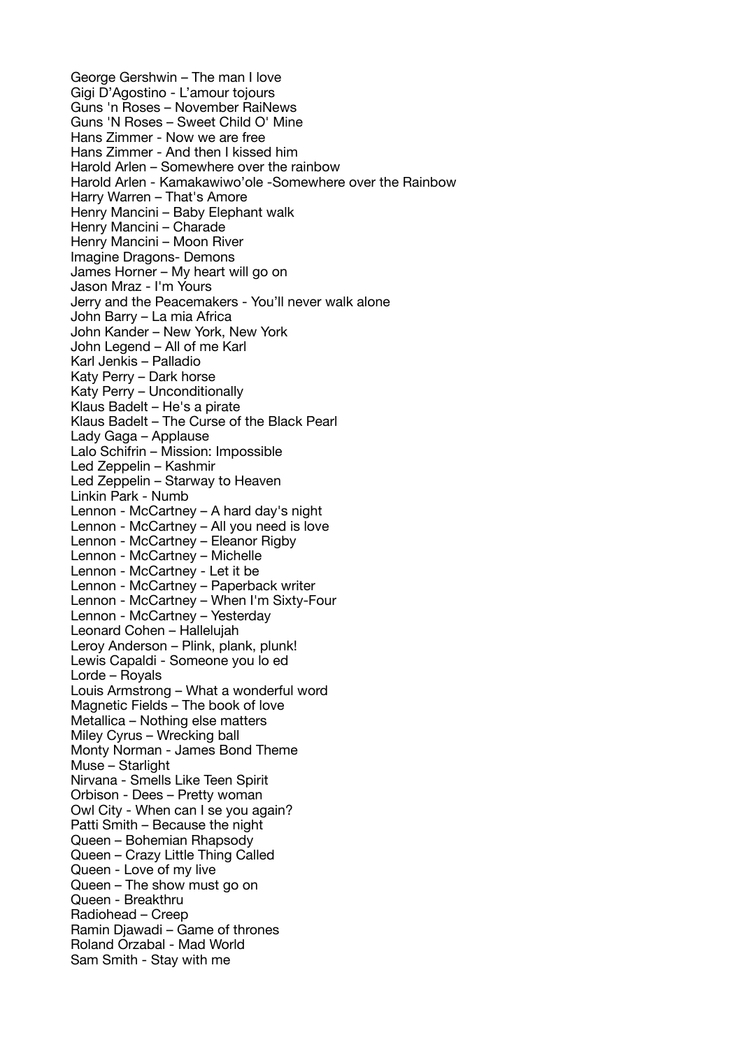George Gershwin – The man I love
Gigi D'Agostino - L'amour tojours
Guns 'n Roses – November RaiNews
Guns 'N Roses – Sweet Child O' Mine
Hans Zimmer - Now we are free
Hans Zimmer - And then I kissed him
Harold Arlen – Somewhere over the rainbow
Harold Arlen - Kamakawiwo'ole -Somewhere over the Rainbow
Harry Warren – That's Amore
Henry Mancini – Baby Elephant walk
Henry Mancini – Charade
Henry Mancini – Moon River
Imagine Dragons- Demons
James Horner – My heart will go on
Jason Mraz - I'm Yours
Jerry and the Peacemakers - You'll never walk alone
John Barry – La mia Africa
John Kander – New York, New York
John Legend – All of me Karl
Karl Jenkis – Palladio
Katy Perry – Dark horse
Katy Perry – Unconditionally
Klaus Badelt – He's a pirate
Klaus Badelt – The Curse of the Black Pearl
Lady Gaga – Applause
Lalo Schifrin – Mission: Impossible
Led Zeppelin – Kashmir
Led Zeppelin – Starway to Heaven
Linkin Park - Numb
Lennon - McCartney – A hard day's night
Lennon - McCartney – All you need is love
Lennon - McCartney – Eleanor Rigby
Lennon - McCartney – Michelle
Lennon - McCartney - Let it be
Lennon - McCartney – Paperback writer
Lennon - McCartney – When I'm Sixty-Four
Lennon - McCartney – Yesterday
Leonard Cohen – Hallelujah
Leroy Anderson – Plink, plank, plunk!
Lewis Capaldi - Someone you lo ed
Lorde – Royals
Louis Armstrong – What a wonderful word
Magnetic Fields – The book of love
Metallica – Nothing else matters
Miley Cyrus – Wrecking ball
Monty Norman - James Bond Theme
Muse – Starlight
Nirvana - Smells Like Teen Spirit
Orbison - Dees – Pretty woman
Owl City - When can I se you again?
Patti Smith – Because the night
Queen – Bohemian Rhapsody
Queen – Crazy Little Thing Called
Queen - Love of my live
Queen – The show must go on
Queen - Breakthru
Radiohead – Creep
Ramin Djawadi – Game of thrones
Roland Orzabal - Mad World
Sam Smith - Stay with me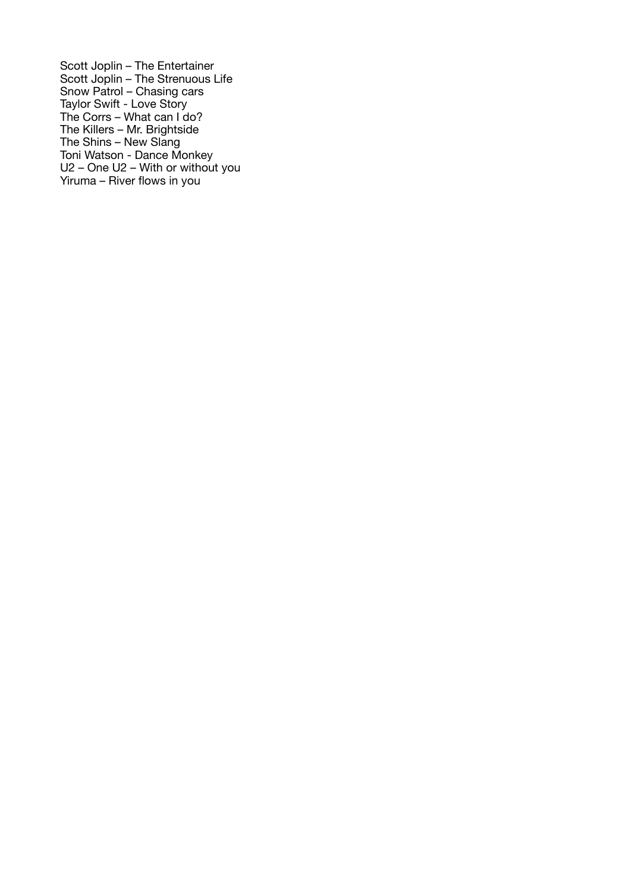Scott Joplin – The Entertainer
Scott Joplin – The Strenuous Life
Snow Patrol – Chasing cars
Taylor Swift - Love Story
The Corrs – What can I do?
The Killers – Mr. Brightside
The Shins – New Slang
Toni Watson - Dance Monkey
U2 – One U2 – With or without you
Yiruma – River flows in you